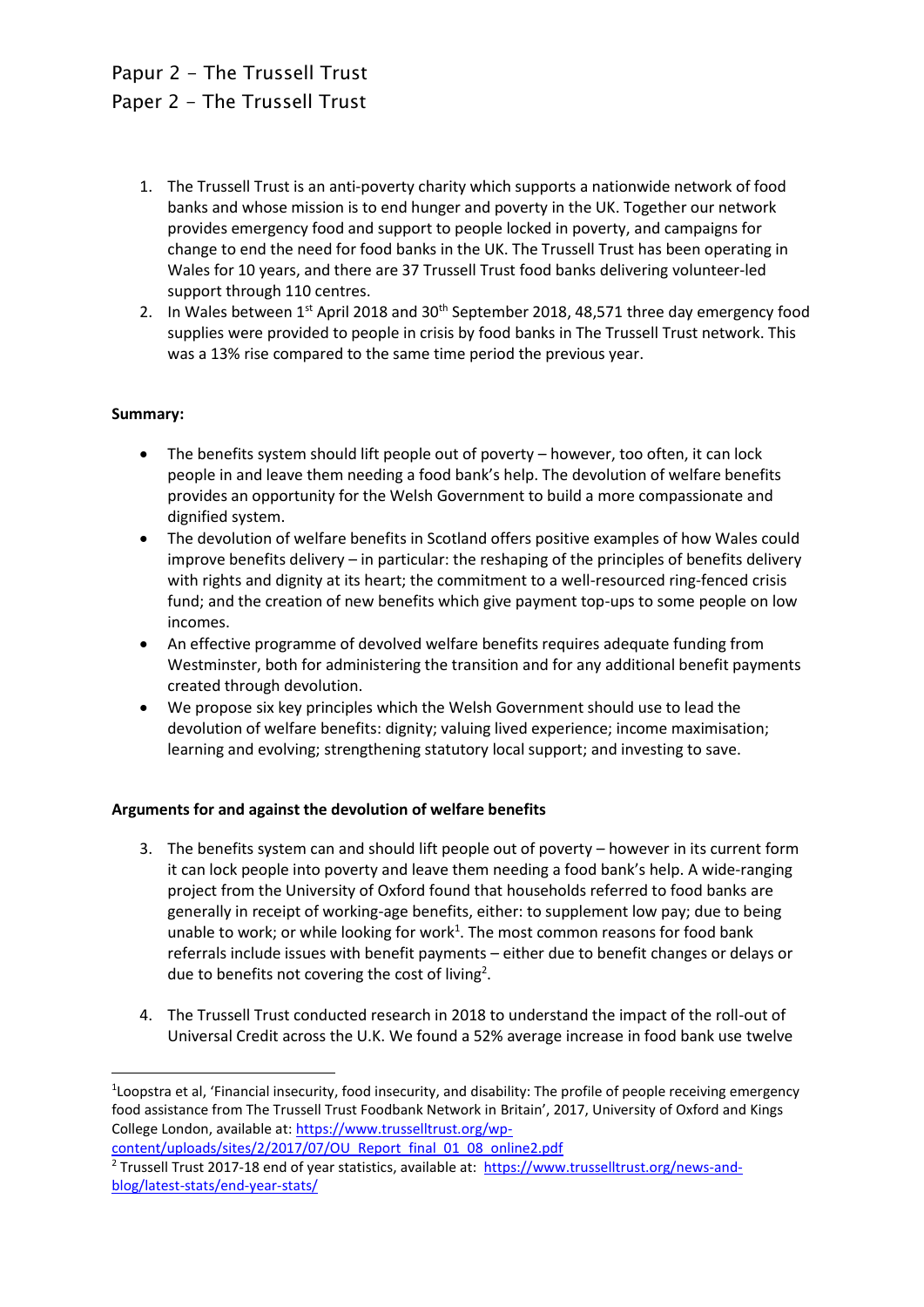# Papur 2 - The Trussell Trust
# Paper 2 - The Trussell Trust

1. The Trussell Trust is an anti-poverty charity which supports a nationwide network of food banks and whose mission is to end hunger and poverty in the UK. Together our network provides emergency food and support to people locked in poverty, and campaigns for change to end the need for food banks in the UK. The Trussell Trust has been operating in Wales for 10 years, and there are 37 Trussell Trust food banks delivering volunteer-led support through 110 centres.
2. In Wales between 1st April 2018 and 30th September 2018, 48,571 three day emergency food supplies were provided to people in crisis by food banks in The Trussell Trust network. This was a 13% rise compared to the same time period the previous year.

**Summary:**

- The benefits system should lift people out of poverty – however, too often, it can lock people in and leave them needing a food bank's help. The devolution of welfare benefits provides an opportunity for the Welsh Government to build a more compassionate and dignified system.
- The devolution of welfare benefits in Scotland offers positive examples of how Wales could improve benefits delivery – in particular: the reshaping of the principles of benefits delivery with rights and dignity at its heart; the commitment to a well-resourced ring-fenced crisis fund; and the creation of new benefits which give payment top-ups to some people on low incomes.
- An effective programme of devolved welfare benefits requires adequate funding from Westminster, both for administering the transition and for any additional benefit payments created through devolution.
- We propose six key principles which the Welsh Government should use to lead the devolution of welfare benefits: dignity; valuing lived experience; income maximisation; learning and evolving; strengthening statutory local support; and investing to save.

**Arguments for and against the devolution of welfare benefits**

3. The benefits system can and should lift people out of poverty – however in its current form it can lock people into poverty and leave them needing a food bank's help. A wide-ranging project from the University of Oxford found that households referred to food banks are generally in receipt of working-age benefits, either: to supplement low pay; due to being unable to work; or while looking for work[1]. The most common reasons for food bank referrals include issues with benefit payments – either due to benefit changes or delays or due to benefits not covering the cost of living[2].

4. The Trussell Trust conducted research in 2018 to understand the impact of the roll-out of Universal Credit across the U.K. We found a 52% average increase in food bank use twelve

---

[1] Loopstra et al, 'Financial insecurity, food insecurity, and disability: The profile of people receiving emergency food assistance from The Trussell Trust Foodbank Network in Britain', 2017, University of Oxford and Kings College London, available at: https://www.trusselltrust.org/wp-content/uploads/sites/2/2017/07/OU_Report_final_01_08_online2.pdf

[2] Trussell Trust 2017-18 end of year statistics, available at: https://www.trusselltrust.org/news-and-blog/latest-stats/end-year-stats/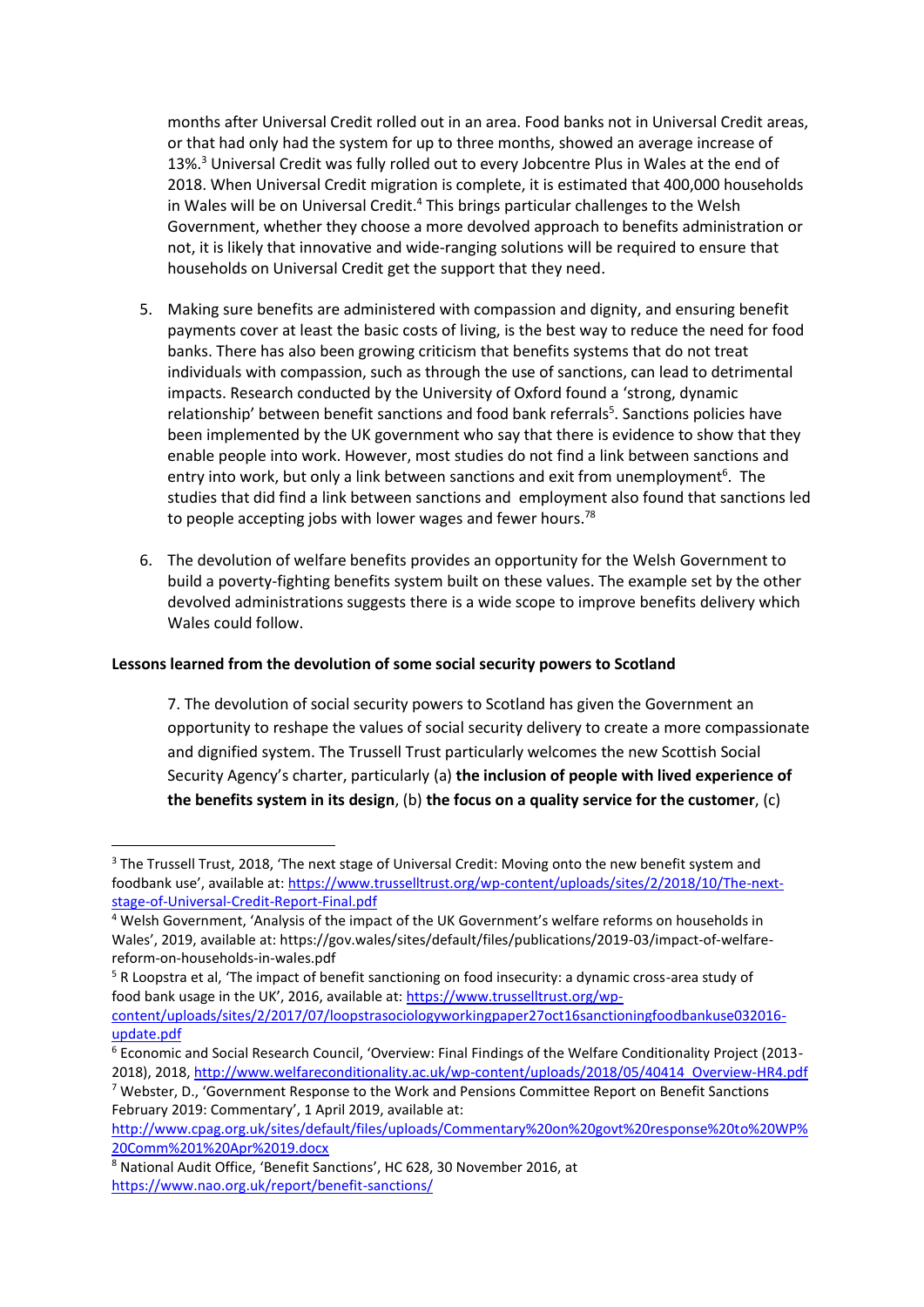months after Universal Credit rolled out in an area. Food banks not in Universal Credit areas, or that had only had the system for up to three months, showed an average increase of 13%.[3] Universal Credit was fully rolled out to every Jobcentre Plus in Wales at the end of 2018. When Universal Credit migration is complete, it is estimated that 400,000 households in Wales will be on Universal Credit.[4] This brings particular challenges to the Welsh Government, whether they choose a more devolved approach to benefits administration or not, it is likely that innovative and wide-ranging solutions will be required to ensure that households on Universal Credit get the support that they need.

5. Making sure benefits are administered with compassion and dignity, and ensuring benefit payments cover at least the basic costs of living, is the best way to reduce the need for food banks. There has also been growing criticism that benefits systems that do not treat individuals with compassion, such as through the use of sanctions, can lead to detrimental impacts. Research conducted by the University of Oxford found a 'strong, dynamic relationship' between benefit sanctions and food bank referrals[5]. Sanctions policies have been implemented by the UK government who say that there is evidence to show that they enable people into work. However, most studies do not find a link between sanctions and entry into work, but only a link between sanctions and exit from unemployment[6]. The studies that did find a link between sanctions and employment also found that sanctions led to people accepting jobs with lower wages and fewer hours.[7][8]

6. The devolution of welfare benefits provides an opportunity for the Welsh Government to build a poverty-fighting benefits system built on these values. The example set by the other devolved administrations suggests there is a wide scope to improve benefits delivery which Wales could follow.

**Lessons learned from the devolution of some social security powers to Scotland**

7. The devolution of social security powers to Scotland has given the Government an opportunity to reshape the values of social security delivery to create a more compassionate and dignified system. The Trussell Trust particularly welcomes the new Scottish Social Security Agency's charter, particularly (a) **the inclusion of people with lived experience of the benefits system in its design**, (b) **the focus on a quality service for the customer**, (c)

---

[3] The Trussell Trust, 2018, 'The next stage of Universal Credit: Moving onto the new benefit system and foodbank use', available at: https://www.trusselltrust.org/wp-content/uploads/sites/2/2018/10/The-next-stage-of-Universal-Credit-Report-Final.pdf

[4] Welsh Government, 'Analysis of the impact of the UK Government's welfare reforms on households in Wales', 2019, available at: https://gov.wales/sites/default/files/publications/2019-03/impact-of-welfare-reform-on-households-in-wales.pdf

[5] R Loopstra et al, 'The impact of benefit sanctioning on food insecurity: a dynamic cross-area study of food bank usage in the UK', 2016, available at: https://www.trusselltrust.org/wp-content/uploads/sites/2/2017/07/loopstrasociologyworkingpaper27oct16sanctioningfoodbankuse032016-update.pdf

[6] Economic and Social Research Council, 'Overview: Final Findings of the Welfare Conditionality Project (2013-2018), 2018, http://www.welfareconditionality.ac.uk/wp-content/uploads/2018/05/40414_Overview-HR4.pdf

[7] Webster, D., 'Government Response to the Work and Pensions Committee Report on Benefit Sanctions February 2019: Commentary', 1 April 2019, available at: http://www.cpag.org.uk/sites/default/files/uploads/Commentary%20on%20govt%20response%20to%20WP%20Comm%201%20Apr%2019.docx

[8] National Audit Office, 'Benefit Sanctions', HC 628, 30 November 2016, at https://www.nao.org.uk/report/benefit-sanctions/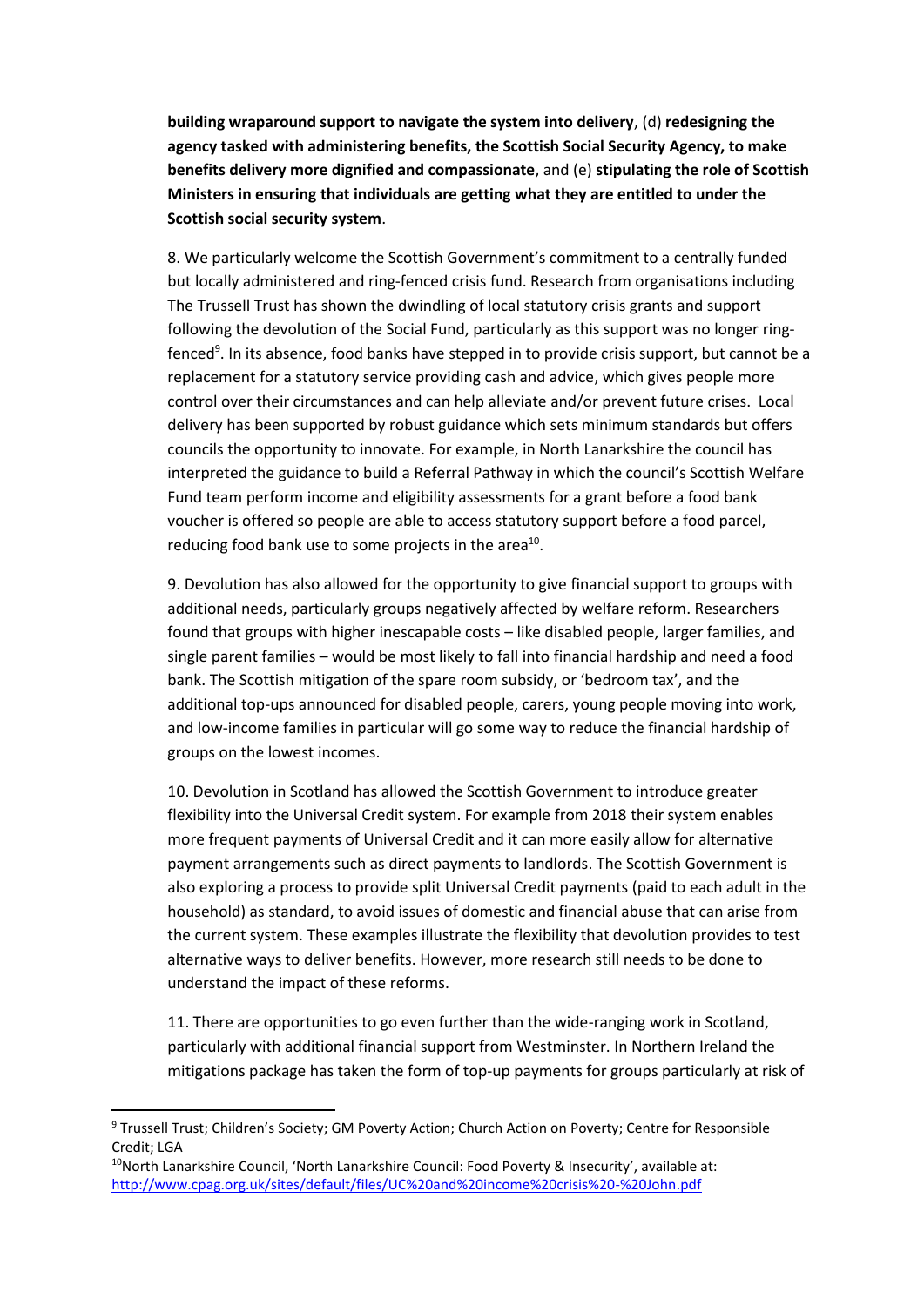**building wraparound support to navigate the system into delivery**, (d) **redesigning the agency tasked with administering benefits, the Scottish Social Security Agency, to make benefits delivery more dignified and compassionate**, and (e) **stipulating the role of Scottish Ministers in ensuring that individuals are getting what they are entitled to under the Scottish social security system**.

8. We particularly welcome the Scottish Government's commitment to a centrally funded but locally administered and ring-fenced crisis fund. Research from organisations including The Trussell Trust has shown the dwindling of local statutory crisis grants and support following the devolution of the Social Fund, particularly as this support was no longer ring-fenced[9]. In its absence, food banks have stepped in to provide crisis support, but cannot be a replacement for a statutory service providing cash and advice, which gives people more control over their circumstances and can help alleviate and/or prevent future crises. Local delivery has been supported by robust guidance which sets minimum standards but offers councils the opportunity to innovate. For example, in North Lanarkshire the council has interpreted the guidance to build a Referral Pathway in which the council's Scottish Welfare Fund team perform income and eligibility assessments for a grant before a food bank voucher is offered so people are able to access statutory support before a food parcel, reducing food bank use to some projects in the area[10].

9. Devolution has also allowed for the opportunity to give financial support to groups with additional needs, particularly groups negatively affected by welfare reform. Researchers found that groups with higher inescapable costs – like disabled people, larger families, and single parent families – would be most likely to fall into financial hardship and need a food bank. The Scottish mitigation of the spare room subsidy, or 'bedroom tax', and the additional top-ups announced for disabled people, carers, young people moving into work, and low-income families in particular will go some way to reduce the financial hardship of groups on the lowest incomes.

10. Devolution in Scotland has allowed the Scottish Government to introduce greater flexibility into the Universal Credit system. For example from 2018 their system enables more frequent payments of Universal Credit and it can more easily allow for alternative payment arrangements such as direct payments to landlords. The Scottish Government is also exploring a process to provide split Universal Credit payments (paid to each adult in the household) as standard, to avoid issues of domestic and financial abuse that can arise from the current system. These examples illustrate the flexibility that devolution provides to test alternative ways to deliver benefits. However, more research still needs to be done to understand the impact of these reforms.

11. There are opportunities to go even further than the wide-ranging work in Scotland, particularly with additional financial support from Westminster. In Northern Ireland the mitigations package has taken the form of top-up payments for groups particularly at risk of

---

[9] Trussell Trust; Children's Society; GM Poverty Action; Church Action on Poverty; Centre for Responsible Credit; LGA

[10] North Lanarkshire Council, 'North Lanarkshire Council: Food Poverty & Insecurity', available at: http://www.cpag.org.uk/sites/default/files/UC%20and%20income%20crisis%20-%20John.pdf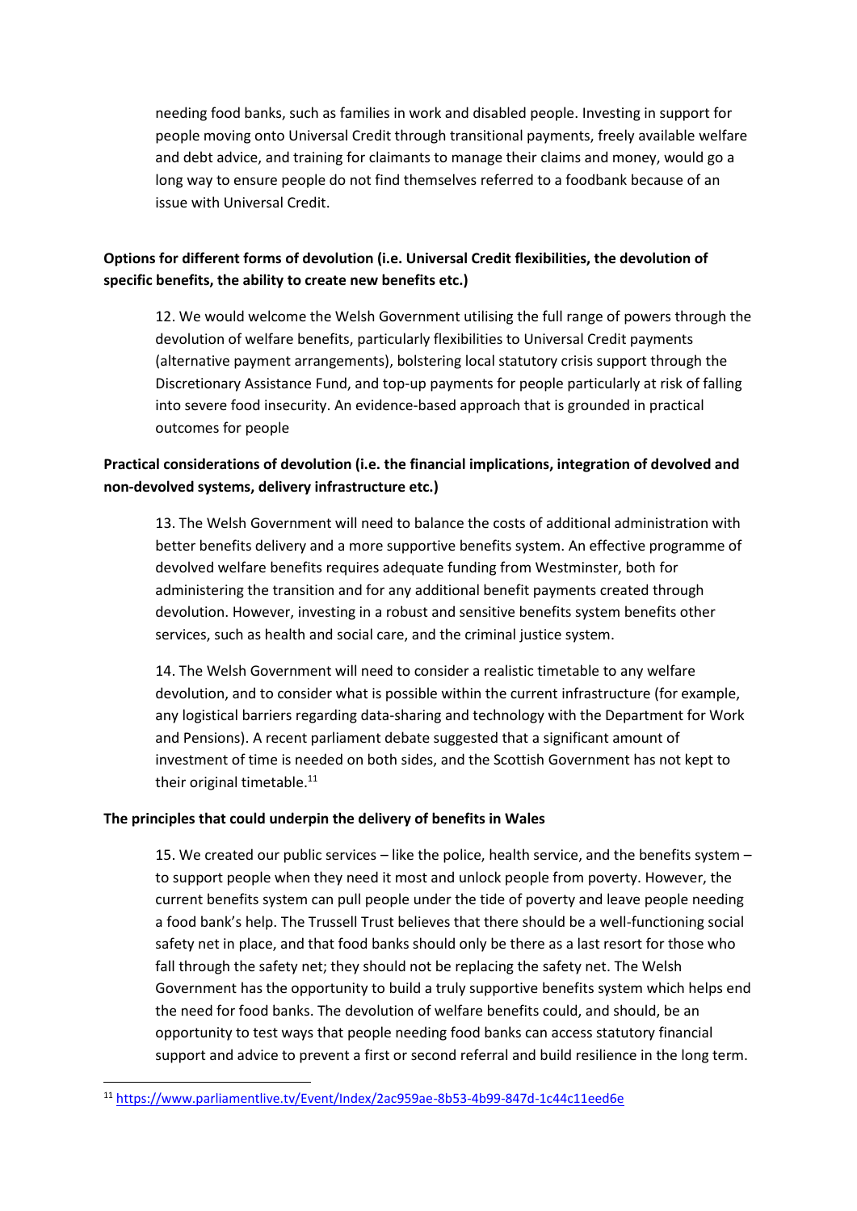needing food banks, such as families in work and disabled people. Investing in support for people moving onto Universal Credit through transitional payments, freely available welfare and debt advice, and training for claimants to manage their claims and money, would go a long way to ensure people do not find themselves referred to a foodbank because of an issue with Universal Credit.

**Options for different forms of devolution (i.e. Universal Credit flexibilities, the devolution of specific benefits, the ability to create new benefits etc.)**

12. We would welcome the Welsh Government utilising the full range of powers through the devolution of welfare benefits, particularly flexibilities to Universal Credit payments (alternative payment arrangements), bolstering local statutory crisis support through the Discretionary Assistance Fund, and top-up payments for people particularly at risk of falling into severe food insecurity. An evidence-based approach that is grounded in practical outcomes for people

**Practical considerations of devolution (i.e. the financial implications, integration of devolved and non-devolved systems, delivery infrastructure etc.)**

13. The Welsh Government will need to balance the costs of additional administration with better benefits delivery and a more supportive benefits system. An effective programme of devolved welfare benefits requires adequate funding from Westminster, both for administering the transition and for any additional benefit payments created through devolution. However, investing in a robust and sensitive benefits system benefits other services, such as health and social care, and the criminal justice system.

14. The Welsh Government will need to consider a realistic timetable to any welfare devolution, and to consider what is possible within the current infrastructure (for example, any logistical barriers regarding data-sharing and technology with the Department for Work and Pensions). A recent parliament debate suggested that a significant amount of investment of time is needed on both sides, and the Scottish Government has not kept to their original timetable.[11]

**The principles that could underpin the delivery of benefits in Wales**

15. We created our public services – like the police, health service, and the benefits system – to support people when they need it most and unlock people from poverty. However, the current benefits system can pull people under the tide of poverty and leave people needing a food bank's help. The Trussell Trust believes that there should be a well-functioning social safety net in place, and that food banks should only be there as a last resort for those who fall through the safety net; they should not be replacing the safety net. The Welsh Government has the opportunity to build a truly supportive benefits system which helps end the need for food banks. The devolution of welfare benefits could, and should, be an opportunity to test ways that people needing food banks can access statutory financial support and advice to prevent a first or second referral and build resilience in the long term.

[11] https://www.parliamentlive.tv/Event/Index/2ac959ae-8b53-4b99-847d-1c44c11eed6e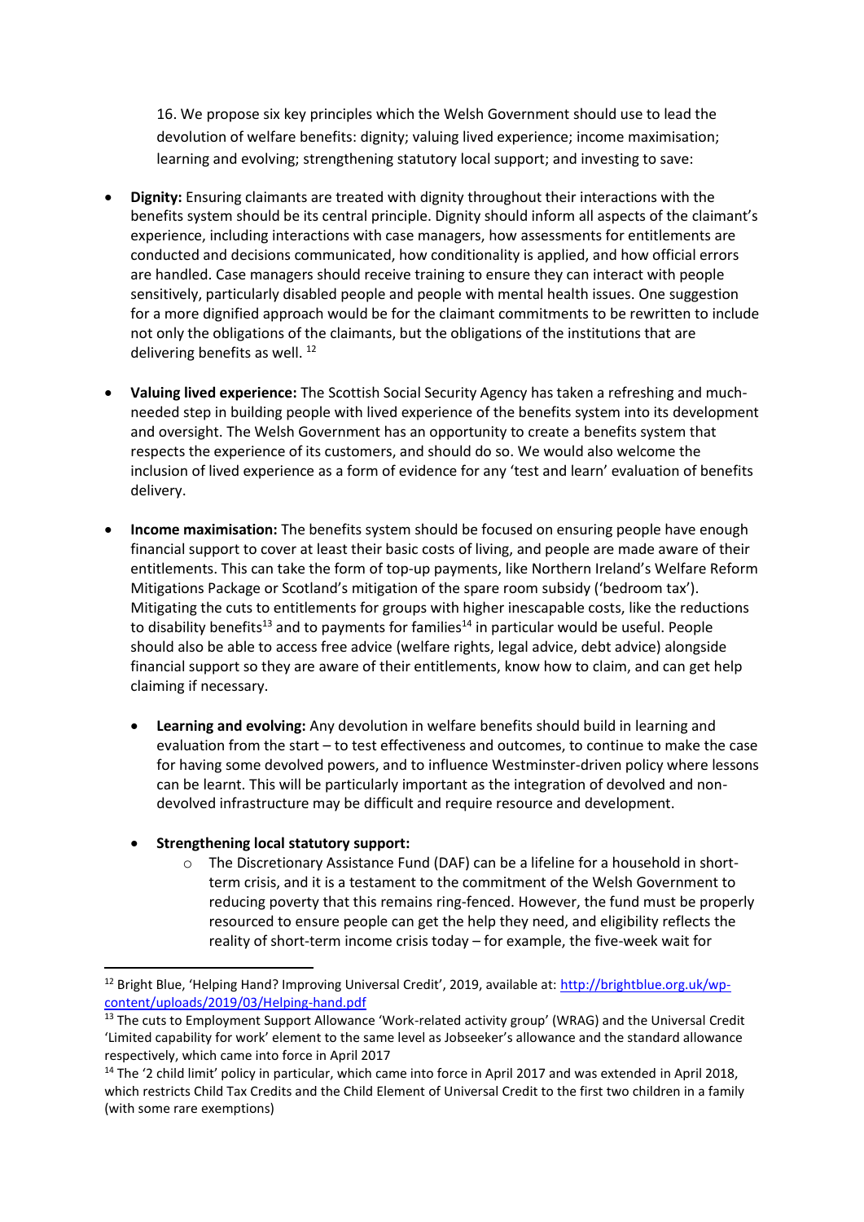16. We propose six key principles which the Welsh Government should use to lead the devolution of welfare benefits: dignity; valuing lived experience; income maximisation; learning and evolving; strengthening statutory local support; and investing to save:

- **Dignity:** Ensuring claimants are treated with dignity throughout their interactions with the benefits system should be its central principle. Dignity should inform all aspects of the claimant's experience, including interactions with case managers, how assessments for entitlements are conducted and decisions communicated, how conditionality is applied, and how official errors are handled. Case managers should receive training to ensure they can interact with people sensitively, particularly disabled people and people with mental health issues. One suggestion for a more dignified approach would be for the claimant commitments to be rewritten to include not only the obligations of the claimants, but the obligations of the institutions that are delivering benefits as well. [12]

- **Valuing lived experience:** The Scottish Social Security Agency has taken a refreshing and much-needed step in building people with lived experience of the benefits system into its development and oversight. The Welsh Government has an opportunity to create a benefits system that respects the experience of its customers, and should do so. We would also welcome the inclusion of lived experience as a form of evidence for any 'test and learn' evaluation of benefits delivery.

- **Income maximisation:** The benefits system should be focused on ensuring people have enough financial support to cover at least their basic costs of living, and people are made aware of their entitlements. This can take the form of top-up payments, like Northern Ireland's Welfare Reform Mitigations Package or Scotland's mitigation of the spare room subsidy ('bedroom tax'). Mitigating the cuts to entitlements for groups with higher inescapable costs, like the reductions to disability benefits[13] and to payments for families[14] in particular would be useful. People should also be able to access free advice (welfare rights, legal advice, debt advice) alongside financial support so they are aware of their entitlements, know how to claim, and can get help claiming if necessary.

  - **Learning and evolving:** Any devolution in welfare benefits should build in learning and evaluation from the start – to test effectiveness and outcomes, to continue to make the case for having some devolved powers, and to influence Westminster-driven policy where lessons can be learnt. This will be particularly important as the integration of devolved and non-devolved infrastructure may be difficult and require resource and development.

  - **Strengthening local statutory support:**
    - The Discretionary Assistance Fund (DAF) can be a lifeline for a household in short-term crisis, and it is a testament to the commitment of the Welsh Government to reducing poverty that this remains ring-fenced. However, the fund must be properly resourced to ensure people can get the help they need, and eligibility reflects the reality of short-term income crisis today – for example, the five-week wait for

---

[12] Bright Blue, 'Helping Hand? Improving Universal Credit', 2019, available at: http://brightblue.org.uk/wp-content/uploads/2019/03/Helping-hand.pdf

[13] The cuts to Employment Support Allowance 'Work-related activity group' (WRAG) and the Universal Credit 'Limited capability for work' element to the same level as Jobseeker's allowance and the standard allowance respectively, which came into force in April 2017

[14] The '2 child limit' policy in particular, which came into force in April 2017 and was extended in April 2018, which restricts Child Tax Credits and the Child Element of Universal Credit to the first two children in a family (with some rare exemptions)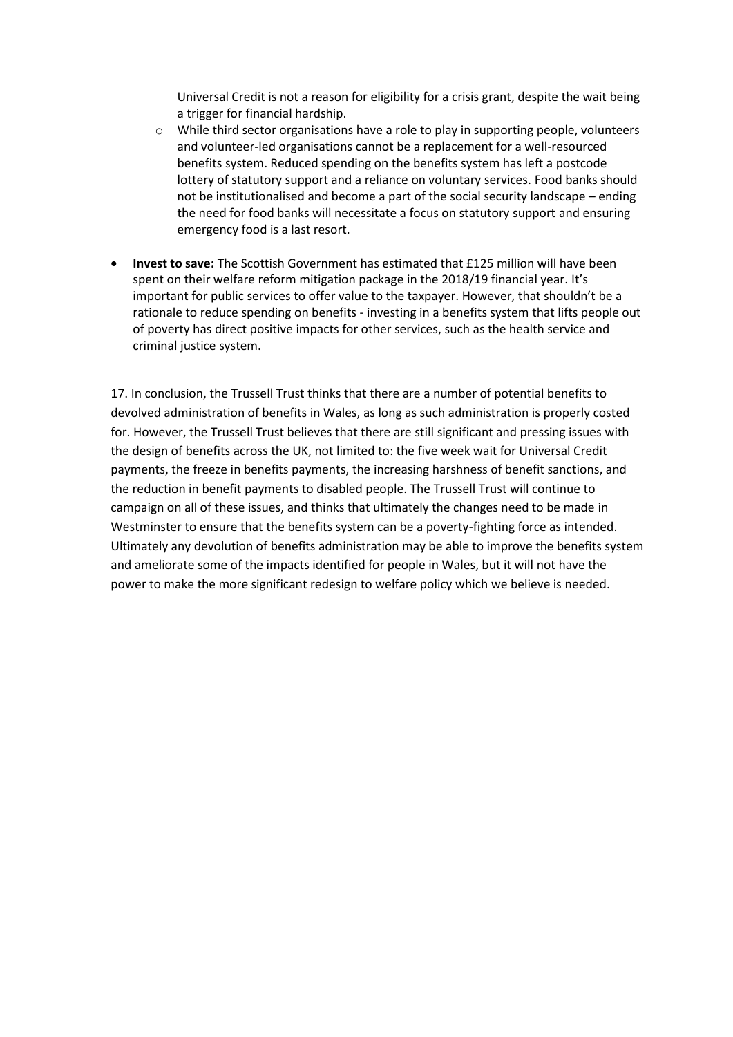Universal Credit is not a reason for eligibility for a crisis grant, despite the wait being a trigger for financial hardship.

  - While third sector organisations have a role to play in supporting people, volunteers and volunteer-led organisations cannot be a replacement for a well-resourced benefits system. Reduced spending on the benefits system has left a postcode lottery of statutory support and a reliance on voluntary services. Food banks should not be institutionalised and become a part of the social security landscape – ending the need for food banks will necessitate a focus on statutory support and ensuring emergency food is a last resort.

- **Invest to save:** The Scottish Government has estimated that £125 million will have been spent on their welfare reform mitigation package in the 2018/19 financial year. It's important for public services to offer value to the taxpayer. However, that shouldn't be a rationale to reduce spending on benefits - investing in a benefits system that lifts people out of poverty has direct positive impacts for other services, such as the health service and criminal justice system.

17. In conclusion, the Trussell Trust thinks that there are a number of potential benefits to devolved administration of benefits in Wales, as long as such administration is properly costed for. However, the Trussell Trust believes that there are still significant and pressing issues with the design of benefits across the UK, not limited to: the five week wait for Universal Credit payments, the freeze in benefits payments, the increasing harshness of benefit sanctions, and the reduction in benefit payments to disabled people. The Trussell Trust will continue to campaign on all of these issues, and thinks that ultimately the changes need to be made in Westminster to ensure that the benefits system can be a poverty-fighting force as intended. Ultimately any devolution of benefits administration may be able to improve the benefits system and ameliorate some of the impacts identified for people in Wales, but it will not have the power to make the more significant redesign to welfare policy which we believe is needed.